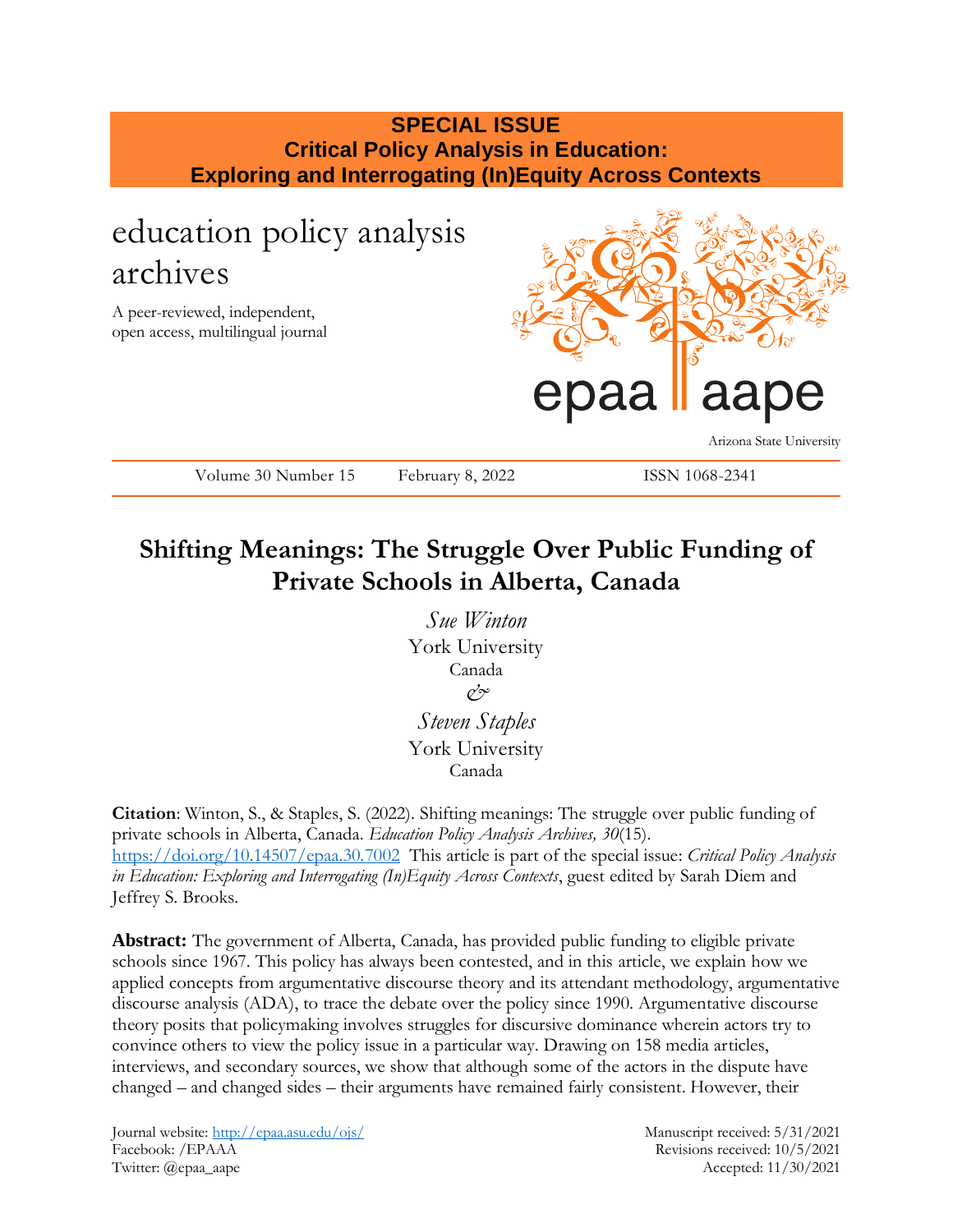**SPECIAL ISSUE**
**Critical Policy Analysis in Education:**
**Exploring and Interrogating (In)Equity Across Contexts**

education policy analysis archives

A peer-reviewed, independent, open access, multilingual journal

epaa | aape

Arizona State University

Volume 30 Number 15 February 8, 2022 ISSN 1068-2341

# Shifting Meanings: The Struggle Over Public Funding of Private Schools in Alberta, Canada

*Sue Winton*
York University
Canada

*&*

*Steven Staples*
York University
Canada

**Citation**: Winton, S., & Staples, S. (2022). Shifting meanings: The struggle over public funding of private schools in Alberta, Canada. *Education Policy Analysis Archives, 30*(15). https://doi.org/10.14507/epaa.30.7002 This article is part of the special issue: *Critical Policy Analysis in Education: Exploring and Interrogating (In)Equity Across Contexts*, guest edited by Sarah Diem and Jeffrey S. Brooks.

**Abstract:** The government of Alberta, Canada, has provided public funding to eligible private schools since 1967. This policy has always been contested, and in this article, we explain how we applied concepts from argumentative discourse theory and its attendant methodology, argumentative discourse analysis (ADA), to trace the debate over the policy since 1990. Argumentative discourse theory posits that policymaking involves struggles for discursive dominance wherein actors try to convince others to view the policy issue in a particular way. Drawing on 158 media articles, interviews, and secondary sources, we show that although some of the actors in the dispute have changed – and changed sides – their arguments have remained fairly consistent. However, their

Journal website: http://epaa.asu.edu/ojs/
Facebook: /EPAAA
Twitter: @epaa_aape

Manuscript received: 5/31/2021
Revisions received: 10/5/2021
Accepted: 11/30/2021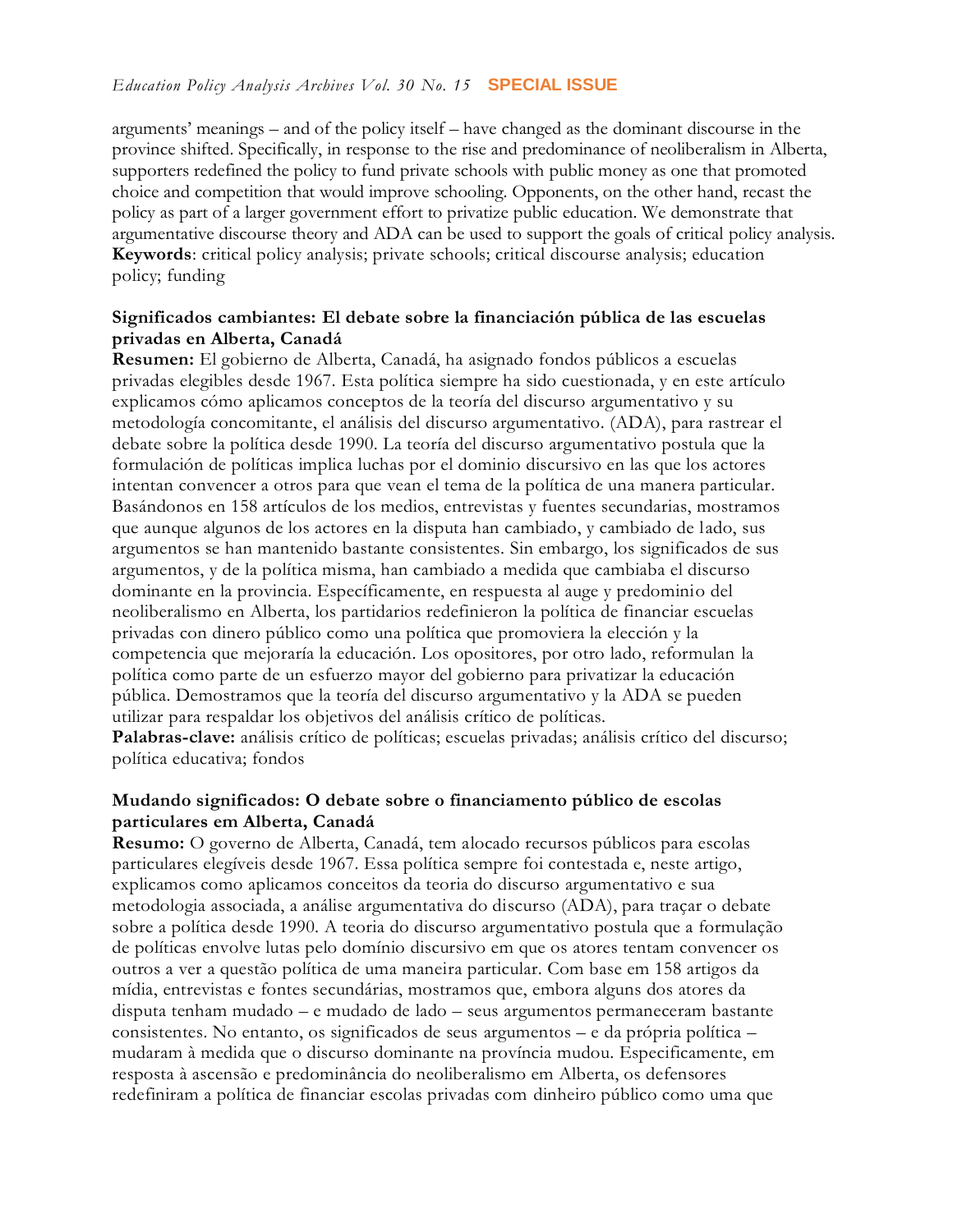arguments' meanings – and of the policy itself – have changed as the dominant discourse in the province shifted. Specifically, in response to the rise and predominance of neoliberalism in Alberta, supporters redefined the policy to fund private schools with public money as one that promoted choice and competition that would improve schooling. Opponents, on the other hand, recast the policy as part of a larger government effort to privatize public education. We demonstrate that argumentative discourse theory and ADA can be used to support the goals of critical policy analysis.
**Keywords**: critical policy analysis; private schools; critical discourse analysis; education policy; funding

**Significados cambiantes: El debate sobre la financiación pública de las escuelas privadas en Alberta, Canadá**
**Resumen:** El gobierno de Alberta, Canadá, ha asignado fondos públicos a escuelas privadas elegibles desde 1967. Esta política siempre ha sido cuestionada, y en este artículo explicamos cómo aplicamos conceptos de la teoría del discurso argumentativo y su metodología concomitante, el análisis del discurso argumentativo. (ADA), para rastrear el debate sobre la política desde 1990. La teoría del discurso argumentativo postula que la formulación de políticas implica luchas por el dominio discursivo en las que los actores intentan convencer a otros para que vean el tema de la política de una manera particular. Basándonos en 158 artículos de los medios, entrevistas y fuentes secundarias, mostramos que aunque algunos de los actores en la disputa han cambiado, y cambiado de lado, sus argumentos se han mantenido bastante consistentes. Sin embargo, los significados de sus argumentos, y de la política misma, han cambiado a medida que cambiaba el discurso dominante en la provincia. Específicamente, en respuesta al auge y predominio del neoliberalismo en Alberta, los partidarios redefinieron la política de financiar escuelas privadas con dinero público como una política que promoviera la elección y la competencia que mejoraría la educación. Los opositores, por otro lado, reformulan la política como parte de un esfuerzo mayor del gobierno para privatizar la educación pública. Demostramos que la teoría del discurso argumentativo y la ADA se pueden utilizar para respaldar los objetivos del análisis crítico de políticas.
**Palabras-clave:** análisis crítico de políticas; escuelas privadas; análisis crítico del discurso; política educativa; fondos

**Mudando significados: O debate sobre o financiamento público de escolas particulares em Alberta, Canadá**
**Resumo:** O governo de Alberta, Canadá, tem alocado recursos públicos para escolas particulares elegíveis desde 1967. Essa política sempre foi contestada e, neste artigo, explicamos como aplicamos conceitos da teoria do discurso argumentativo e sua metodologia associada, a análise argumentativa do discurso (ADA), para traçar o debate sobre a política desde 1990. A teoria do discurso argumentativo postula que a formulação de políticas envolve lutas pelo domínio discursivo em que os atores tentam convencer os outros a ver a questão política de uma maneira particular. Com base em 158 artigos da mídia, entrevistas e fontes secundárias, mostramos que, embora alguns dos atores da disputa tenham mudado – e mudado de lado – seus argumentos permaneceram bastante consistentes. No entanto, os significados de seus argumentos – e da própria política – mudaram à medida que o discurso dominante na província mudou. Especificamente, em resposta à ascensão e predominância do neoliberalismo em Alberta, os defensores redefiniram a política de financiar escolas privadas com dinheiro público como uma que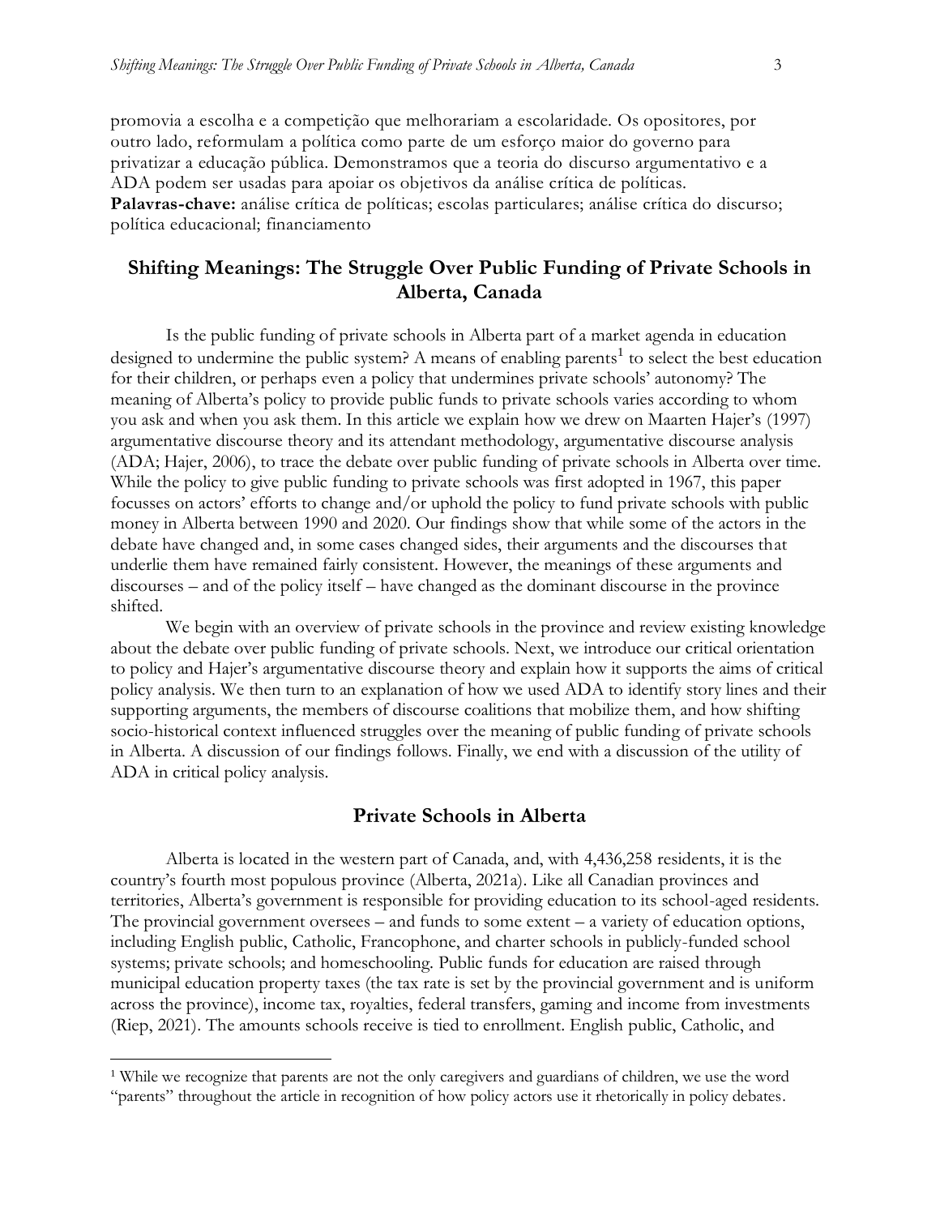promovia a escolha e a competição que melhorariam a escolaridade. Os opositores, por outro lado, reformulam a política como parte de um esforço maior do governo para privatizar a educação pública. Demonstramos que a teoria do discurso argumentativo e a ADA podem ser usadas para apoiar os objetivos da análise crítica de políticas.
**Palavras-chave:** análise crítica de políticas; escolas particulares; análise crítica do discurso; política educacional; financiamento

## Shifting Meanings: The Struggle Over Public Funding of Private Schools in Alberta, Canada

Is the public funding of private schools in Alberta part of a market agenda in education designed to undermine the public system? A means of enabling parents[1] to select the best education for their children, or perhaps even a policy that undermines private schools' autonomy? The meaning of Alberta's policy to provide public funds to private schools varies according to whom you ask and when you ask them. In this article we explain how we drew on Maarten Hajer's (1997) argumentative discourse theory and its attendant methodology, argumentative discourse analysis (ADA; Hajer, 2006), to trace the debate over public funding of private schools in Alberta over time. While the policy to give public funding to private schools was first adopted in 1967, this paper focusses on actors' efforts to change and/or uphold the policy to fund private schools with public money in Alberta between 1990 and 2020. Our findings show that while some of the actors in the debate have changed and, in some cases changed sides, their arguments and the discourses that underlie them have remained fairly consistent. However, the meanings of these arguments and discourses – and of the policy itself – have changed as the dominant discourse in the province shifted.

We begin with an overview of private schools in the province and review existing knowledge about the debate over public funding of private schools. Next, we introduce our critical orientation to policy and Hajer's argumentative discourse theory and explain how it supports the aims of critical policy analysis. We then turn to an explanation of how we used ADA to identify story lines and their supporting arguments, the members of discourse coalitions that mobilize them, and how shifting socio-historical context influenced struggles over the meaning of public funding of private schools in Alberta. A discussion of our findings follows. Finally, we end with a discussion of the utility of ADA in critical policy analysis.

## Private Schools in Alberta

Alberta is located in the western part of Canada, and, with 4,436,258 residents, it is the country's fourth most populous province (Alberta, 2021a). Like all Canadian provinces and territories, Alberta's government is responsible for providing education to its school-aged residents. The provincial government oversees – and funds to some extent – a variety of education options, including English public, Catholic, Francophone, and charter schools in publicly-funded school systems; private schools; and homeschooling. Public funds for education are raised through municipal education property taxes (the tax rate is set by the provincial government and is uniform across the province), income tax, royalties, federal transfers, gaming and income from investments (Riep, 2021). The amounts schools receive is tied to enrollment. English public, Catholic, and

[1] While we recognize that parents are not the only caregivers and guardians of children, we use the word "parents" throughout the article in recognition of how policy actors use it rhetorically in policy debates.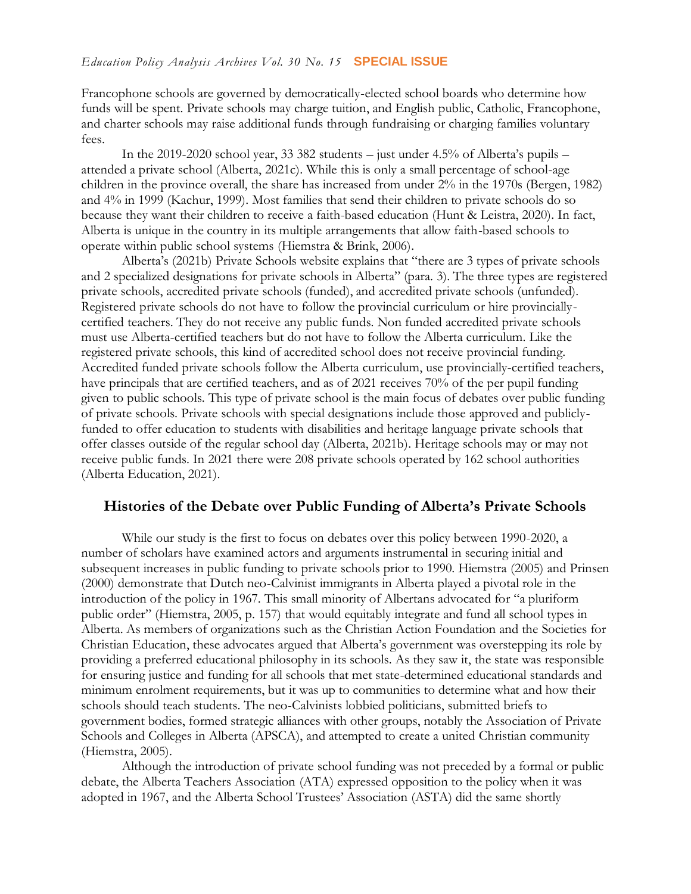Francophone schools are governed by democratically-elected school boards who determine how funds will be spent. Private schools may charge tuition, and English public, Catholic, Francophone, and charter schools may raise additional funds through fundraising or charging families voluntary fees.

In the 2019-2020 school year, 33 382 students – just under 4.5% of Alberta's pupils – attended a private school (Alberta, 2021c). While this is only a small percentage of school-age children in the province overall, the share has increased from under 2% in the 1970s (Bergen, 1982) and 4% in 1999 (Kachur, 1999). Most families that send their children to private schools do so because they want their children to receive a faith-based education (Hunt & Leistra, 2020). In fact, Alberta is unique in the country in its multiple arrangements that allow faith-based schools to operate within public school systems (Hiemstra & Brink, 2006).

Alberta's (2021b) Private Schools website explains that "there are 3 types of private schools and 2 specialized designations for private schools in Alberta" (para. 3). The three types are registered private schools, accredited private schools (funded), and accredited private schools (unfunded). Registered private schools do not have to follow the provincial curriculum or hire provincially-certified teachers. They do not receive any public funds. Non funded accredited private schools must use Alberta-certified teachers but do not have to follow the Alberta curriculum. Like the registered private schools, this kind of accredited school does not receive provincial funding. Accredited funded private schools follow the Alberta curriculum, use provincially-certified teachers, have principals that are certified teachers, and as of 2021 receives 70% of the per pupil funding given to public schools. This type of private school is the main focus of debates over public funding of private schools. Private schools with special designations include those approved and publicly-funded to offer education to students with disabilities and heritage language private schools that offer classes outside of the regular school day (Alberta, 2021b). Heritage schools may or may not receive public funds. In 2021 there were 208 private schools operated by 162 school authorities (Alberta Education, 2021).

## Histories of the Debate over Public Funding of Alberta's Private Schools

While our study is the first to focus on debates over this policy between 1990-2020, a number of scholars have examined actors and arguments instrumental in securing initial and subsequent increases in public funding to private schools prior to 1990. Hiemstra (2005) and Prinsen (2000) demonstrate that Dutch neo-Calvinist immigrants in Alberta played a pivotal role in the introduction of the policy in 1967. This small minority of Albertans advocated for "a pluriform public order" (Hiemstra, 2005, p. 157) that would equitably integrate and fund all school types in Alberta. As members of organizations such as the Christian Action Foundation and the Societies for Christian Education, these advocates argued that Alberta's government was overstepping its role by providing a preferred educational philosophy in its schools. As they saw it, the state was responsible for ensuring justice and funding for all schools that met state-determined educational standards and minimum enrolment requirements, but it was up to communities to determine what and how their schools should teach students. The neo-Calvinists lobbied politicians, submitted briefs to government bodies, formed strategic alliances with other groups, notably the Association of Private Schools and Colleges in Alberta (APSCA), and attempted to create a united Christian community (Hiemstra, 2005).

Although the introduction of private school funding was not preceded by a formal or public debate, the Alberta Teachers Association (ATA) expressed opposition to the policy when it was adopted in 1967, and the Alberta School Trustees' Association (ASTA) did the same shortly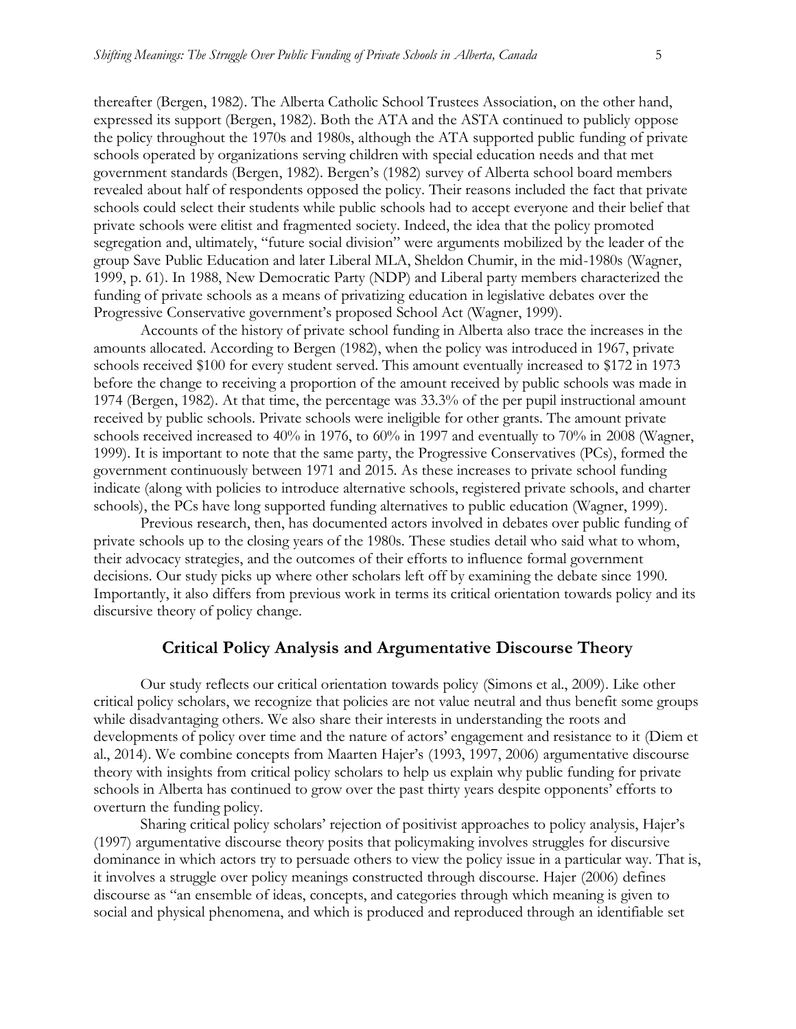thereafter (Bergen, 1982). The Alberta Catholic School Trustees Association, on the other hand, expressed its support (Bergen, 1982). Both the ATA and the ASTA continued to publicly oppose the policy throughout the 1970s and 1980s, although the ATA supported public funding of private schools operated by organizations serving children with special education needs and that met government standards (Bergen, 1982). Bergen's (1982) survey of Alberta school board members revealed about half of respondents opposed the policy. Their reasons included the fact that private schools could select their students while public schools had to accept everyone and their belief that private schools were elitist and fragmented society. Indeed, the idea that the policy promoted segregation and, ultimately, "future social division" were arguments mobilized by the leader of the group Save Public Education and later Liberal MLA, Sheldon Chumir, in the mid-1980s (Wagner, 1999, p. 61). In 1988, New Democratic Party (NDP) and Liberal party members characterized the funding of private schools as a means of privatizing education in legislative debates over the Progressive Conservative government's proposed School Act (Wagner, 1999).

Accounts of the history of private school funding in Alberta also trace the increases in the amounts allocated. According to Bergen (1982), when the policy was introduced in 1967, private schools received $100 for every student served. This amount eventually increased to $172 in 1973 before the change to receiving a proportion of the amount received by public schools was made in 1974 (Bergen, 1982). At that time, the percentage was 33.3% of the per pupil instructional amount received by public schools. Private schools were ineligible for other grants. The amount private schools received increased to 40% in 1976, to 60% in 1997 and eventually to 70% in 2008 (Wagner, 1999). It is important to note that the same party, the Progressive Conservatives (PCs), formed the government continuously between 1971 and 2015. As these increases to private school funding indicate (along with policies to introduce alternative schools, registered private schools, and charter schools), the PCs have long supported funding alternatives to public education (Wagner, 1999).

Previous research, then, has documented actors involved in debates over public funding of private schools up to the closing years of the 1980s. These studies detail who said what to whom, their advocacy strategies, and the outcomes of their efforts to influence formal government decisions. Our study picks up where other scholars left off by examining the debate since 1990. Importantly, it also differs from previous work in terms its critical orientation towards policy and its discursive theory of policy change.

## Critical Policy Analysis and Argumentative Discourse Theory

Our study reflects our critical orientation towards policy (Simons et al., 2009). Like other critical policy scholars, we recognize that policies are not value neutral and thus benefit some groups while disadvantaging others. We also share their interests in understanding the roots and developments of policy over time and the nature of actors' engagement and resistance to it (Diem et al., 2014). We combine concepts from Maarten Hajer's (1993, 1997, 2006) argumentative discourse theory with insights from critical policy scholars to help us explain why public funding for private schools in Alberta has continued to grow over the past thirty years despite opponents' efforts to overturn the funding policy.

Sharing critical policy scholars' rejection of positivist approaches to policy analysis, Hajer's (1997) argumentative discourse theory posits that policymaking involves struggles for discursive dominance in which actors try to persuade others to view the policy issue in a particular way. That is, it involves a struggle over policy meanings constructed through discourse. Hajer (2006) defines discourse as "an ensemble of ideas, concepts, and categories through which meaning is given to social and physical phenomena, and which is produced and reproduced through an identifiable set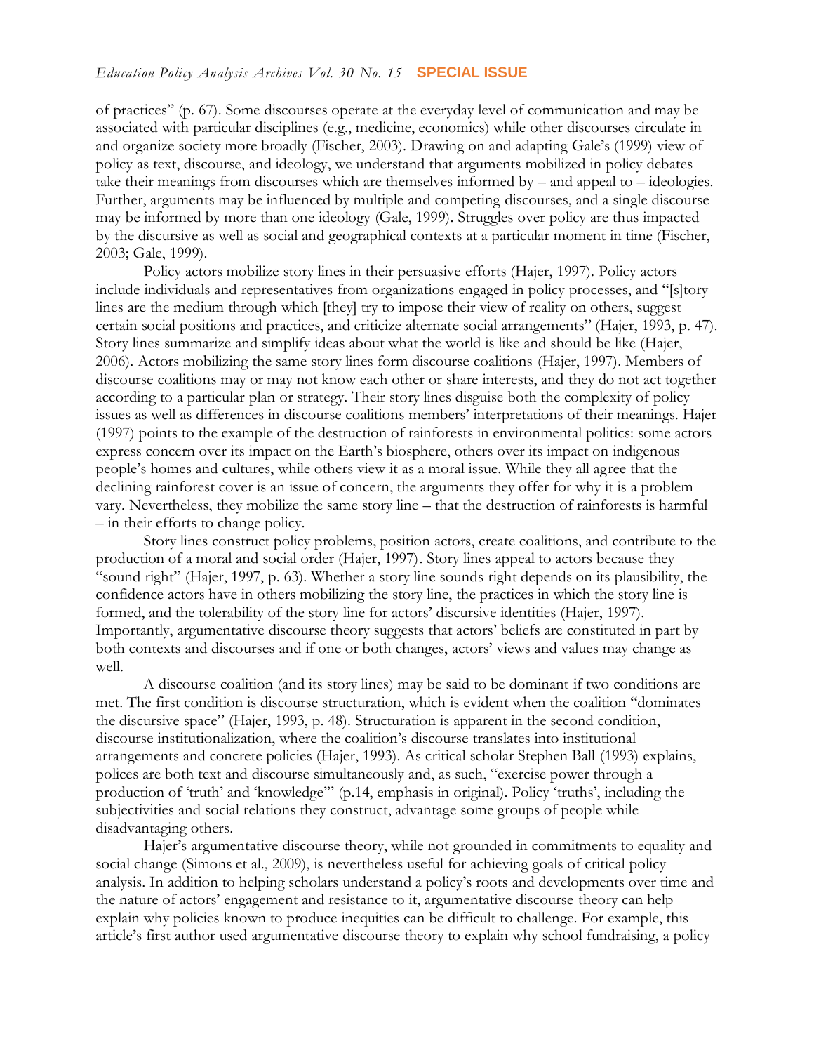of practices" (p. 67). Some discourses operate at the everyday level of communication and may be associated with particular disciplines (e.g., medicine, economics) while other discourses circulate in and organize society more broadly (Fischer, 2003). Drawing on and adapting Gale's (1999) view of policy as text, discourse, and ideology, we understand that arguments mobilized in policy debates take their meanings from discourses which are themselves informed by – and appeal to – ideologies. Further, arguments may be influenced by multiple and competing discourses, and a single discourse may be informed by more than one ideology (Gale, 1999). Struggles over policy are thus impacted by the discursive as well as social and geographical contexts at a particular moment in time (Fischer, 2003; Gale, 1999).

Policy actors mobilize story lines in their persuasive efforts (Hajer, 1997). Policy actors include individuals and representatives from organizations engaged in policy processes, and "[s]tory lines are the medium through which [they] try to impose their view of reality on others, suggest certain social positions and practices, and criticize alternate social arrangements" (Hajer, 1993, p. 47). Story lines summarize and simplify ideas about what the world is like and should be like (Hajer, 2006). Actors mobilizing the same story lines form discourse coalitions (Hajer, 1997). Members of discourse coalitions may or may not know each other or share interests, and they do not act together according to a particular plan or strategy. Their story lines disguise both the complexity of policy issues as well as differences in discourse coalitions members' interpretations of their meanings. Hajer (1997) points to the example of the destruction of rainforests in environmental politics: some actors express concern over its impact on the Earth's biosphere, others over its impact on indigenous people's homes and cultures, while others view it as a moral issue. While they all agree that the declining rainforest cover is an issue of concern, the arguments they offer for why it is a problem vary. Nevertheless, they mobilize the same story line – that the destruction of rainforests is harmful – in their efforts to change policy.

Story lines construct policy problems, position actors, create coalitions, and contribute to the production of a moral and social order (Hajer, 1997). Story lines appeal to actors because they "sound right" (Hajer, 1997, p. 63). Whether a story line sounds right depends on its plausibility, the confidence actors have in others mobilizing the story line, the practices in which the story line is formed, and the tolerability of the story line for actors' discursive identities (Hajer, 1997). Importantly, argumentative discourse theory suggests that actors' beliefs are constituted in part by both contexts and discourses and if one or both changes, actors' views and values may change as well.

A discourse coalition (and its story lines) may be said to be dominant if two conditions are met. The first condition is discourse structuration, which is evident when the coalition "dominates the discursive space" (Hajer, 1993, p. 48). Structuration is apparent in the second condition, discourse institutionalization, where the coalition's discourse translates into institutional arrangements and concrete policies (Hajer, 1993). As critical scholar Stephen Ball (1993) explains, polices are both text and discourse simultaneously and, as such, "exercise power through a production of 'truth' and 'knowledge'" (p.14, emphasis in original). Policy 'truths', including the subjectivities and social relations they construct, advantage some groups of people while disadvantaging others.

Hajer's argumentative discourse theory, while not grounded in commitments to equality and social change (Simons et al., 2009), is nevertheless useful for achieving goals of critical policy analysis. In addition to helping scholars understand a policy's roots and developments over time and the nature of actors' engagement and resistance to it, argumentative discourse theory can help explain why policies known to produce inequities can be difficult to challenge. For example, this article's first author used argumentative discourse theory to explain why school fundraising, a policy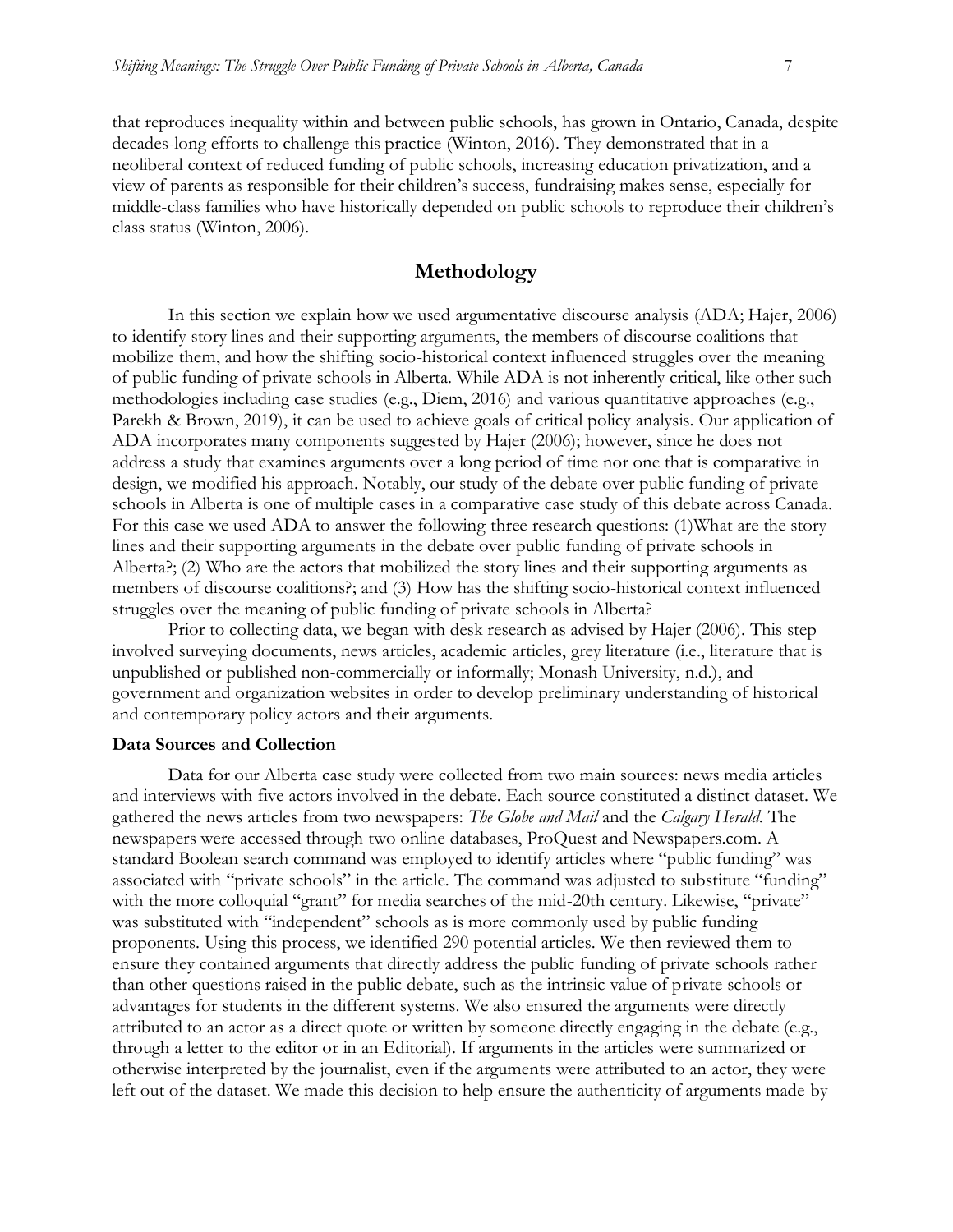that reproduces inequality within and between public schools, has grown in Ontario, Canada, despite decades-long efforts to challenge this practice (Winton, 2016). They demonstrated that in a neoliberal context of reduced funding of public schools, increasing education privatization, and a view of parents as responsible for their children's success, fundraising makes sense, especially for middle-class families who have historically depended on public schools to reproduce their children's class status (Winton, 2006).

## Methodology

In this section we explain how we used argumentative discourse analysis (ADA; Hajer, 2006) to identify story lines and their supporting arguments, the members of discourse coalitions that mobilize them, and how the shifting socio-historical context influenced struggles over the meaning of public funding of private schools in Alberta. While ADA is not inherently critical, like other such methodologies including case studies (e.g., Diem, 2016) and various quantitative approaches (e.g., Parekh & Brown, 2019), it can be used to achieve goals of critical policy analysis. Our application of ADA incorporates many components suggested by Hajer (2006); however, since he does not address a study that examines arguments over a long period of time nor one that is comparative in design, we modified his approach. Notably, our study of the debate over public funding of private schools in Alberta is one of multiple cases in a comparative case study of this debate across Canada. For this case we used ADA to answer the following three research questions: (1)What are the story lines and their supporting arguments in the debate over public funding of private schools in Alberta?; (2) Who are the actors that mobilized the story lines and their supporting arguments as members of discourse coalitions?; and (3) How has the shifting socio-historical context influenced struggles over the meaning of public funding of private schools in Alberta?

Prior to collecting data, we began with desk research as advised by Hajer (2006). This step involved surveying documents, news articles, academic articles, grey literature (i.e., literature that is unpublished or published non-commercially or informally; Monash University, n.d.), and government and organization websites in order to develop preliminary understanding of historical and contemporary policy actors and their arguments.

### Data Sources and Collection

Data for our Alberta case study were collected from two main sources: news media articles and interviews with five actors involved in the debate. Each source constituted a distinct dataset. We gathered the news articles from two newspapers: *The Globe and Mail* and the *Calgary Herald*. The newspapers were accessed through two online databases, ProQuest and Newspapers.com. A standard Boolean search command was employed to identify articles where "public funding" was associated with "private schools" in the article. The command was adjusted to substitute "funding" with the more colloquial "grant" for media searches of the mid-20th century. Likewise, "private" was substituted with "independent" schools as is more commonly used by public funding proponents. Using this process, we identified 290 potential articles. We then reviewed them to ensure they contained arguments that directly address the public funding of private schools rather than other questions raised in the public debate, such as the intrinsic value of private schools or advantages for students in the different systems. We also ensured the arguments were directly attributed to an actor as a direct quote or written by someone directly engaging in the debate (e.g., through a letter to the editor or in an Editorial). If arguments in the articles were summarized or otherwise interpreted by the journalist, even if the arguments were attributed to an actor, they were left out of the dataset. We made this decision to help ensure the authenticity of arguments made by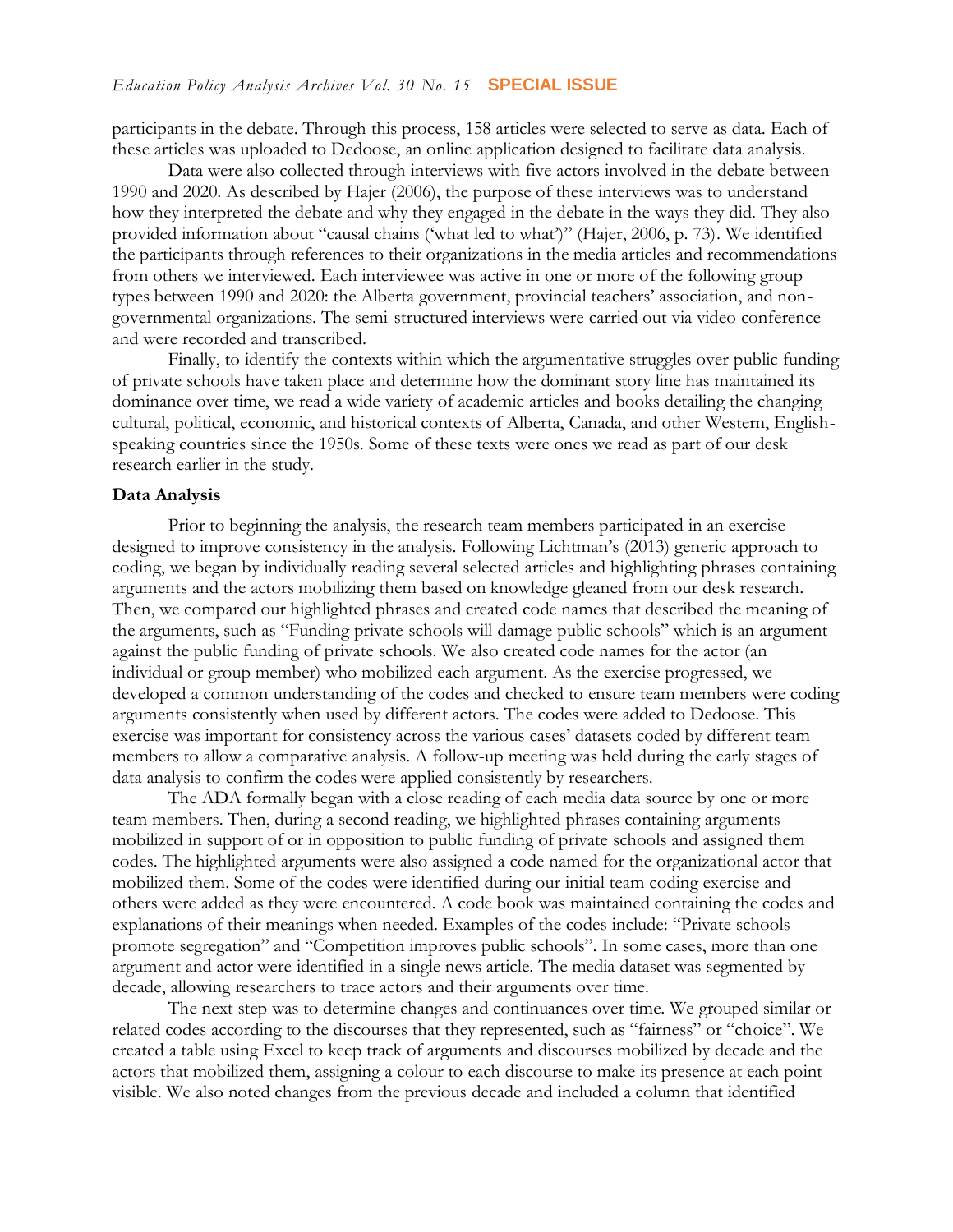participants in the debate. Through this process, 158 articles were selected to serve as data. Each of these articles was uploaded to Dedoose, an online application designed to facilitate data analysis.

Data were also collected through interviews with five actors involved in the debate between 1990 and 2020. As described by Hajer (2006), the purpose of these interviews was to understand how they interpreted the debate and why they engaged in the debate in the ways they did. They also provided information about "causal chains ('what led to what')" (Hajer, 2006, p. 73). We identified the participants through references to their organizations in the media articles and recommendations from others we interviewed. Each interviewee was active in one or more of the following group types between 1990 and 2020: the Alberta government, provincial teachers' association, and non-governmental organizations. The semi-structured interviews were carried out via video conference and were recorded and transcribed.

Finally, to identify the contexts within which the argumentative struggles over public funding of private schools have taken place and determine how the dominant story line has maintained its dominance over time, we read a wide variety of academic articles and books detailing the changing cultural, political, economic, and historical contexts of Alberta, Canada, and other Western, English-speaking countries since the 1950s. Some of these texts were ones we read as part of our desk research earlier in the study.

**Data Analysis**

Prior to beginning the analysis, the research team members participated in an exercise designed to improve consistency in the analysis. Following Lichtman's (2013) generic approach to coding, we began by individually reading several selected articles and highlighting phrases containing arguments and the actors mobilizing them based on knowledge gleaned from our desk research. Then, we compared our highlighted phrases and created code names that described the meaning of the arguments, such as "Funding private schools will damage public schools" which is an argument against the public funding of private schools. We also created code names for the actor (an individual or group member) who mobilized each argument. As the exercise progressed, we developed a common understanding of the codes and checked to ensure team members were coding arguments consistently when used by different actors. The codes were added to Dedoose. This exercise was important for consistency across the various cases' datasets coded by different team members to allow a comparative analysis. A follow-up meeting was held during the early stages of data analysis to confirm the codes were applied consistently by researchers.

The ADA formally began with a close reading of each media data source by one or more team members. Then, during a second reading, we highlighted phrases containing arguments mobilized in support of or in opposition to public funding of private schools and assigned them codes. The highlighted arguments were also assigned a code named for the organizational actor that mobilized them. Some of the codes were identified during our initial team coding exercise and others were added as they were encountered. A code book was maintained containing the codes and explanations of their meanings when needed. Examples of the codes include: "Private schools promote segregation" and "Competition improves public schools". In some cases, more than one argument and actor were identified in a single news article. The media dataset was segmented by decade, allowing researchers to trace actors and their arguments over time.

The next step was to determine changes and continuances over time. We grouped similar or related codes according to the discourses that they represented, such as "fairness" or "choice". We created a table using Excel to keep track of arguments and discourses mobilized by decade and the actors that mobilized them, assigning a colour to each discourse to make its presence at each point visible. We also noted changes from the previous decade and included a column that identified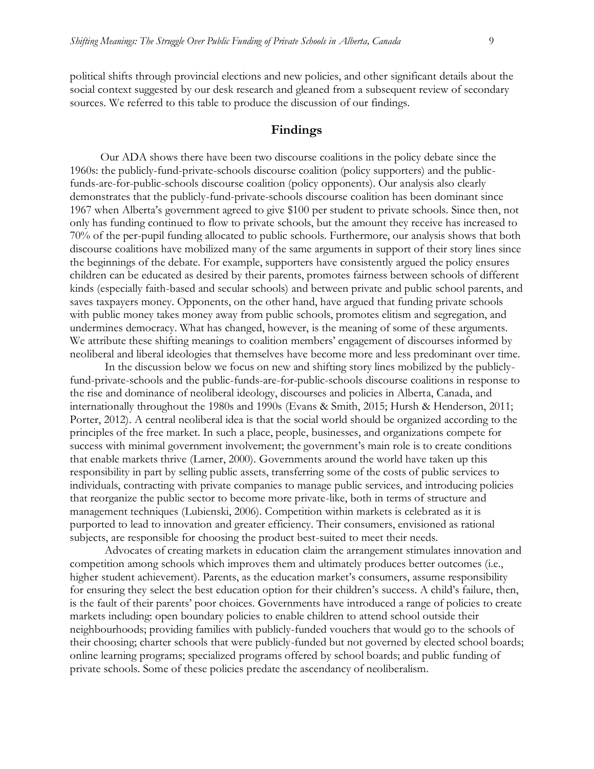political shifts through provincial elections and new policies, and other significant details about the social context suggested by our desk research and gleaned from a subsequent review of secondary sources. We referred to this table to produce the discussion of our findings.

## Findings

Our ADA shows there have been two discourse coalitions in the policy debate since the 1960s: the publicly-fund-private-schools discourse coalition (policy supporters) and the public-funds-are-for-public-schools discourse coalition (policy opponents). Our analysis also clearly demonstrates that the publicly-fund-private-schools discourse coalition has been dominant since 1967 when Alberta's government agreed to give $100 per student to private schools. Since then, not only has funding continued to flow to private schools, but the amount they receive has increased to 70% of the per-pupil funding allocated to public schools. Furthermore, our analysis shows that both discourse coalitions have mobilized many of the same arguments in support of their story lines since the beginnings of the debate. For example, supporters have consistently argued the policy ensures children can be educated as desired by their parents, promotes fairness between schools of different kinds (especially faith-based and secular schools) and between private and public school parents, and saves taxpayers money. Opponents, on the other hand, have argued that funding private schools with public money takes money away from public schools, promotes elitism and segregation, and undermines democracy. What has changed, however, is the meaning of some of these arguments. We attribute these shifting meanings to coalition members' engagement of discourses informed by neoliberal and liberal ideologies that themselves have become more and less predominant over time.

In the discussion below we focus on new and shifting story lines mobilized by the publicly-fund-private-schools and the public-funds-are-for-public-schools discourse coalitions in response to the rise and dominance of neoliberal ideology, discourses and policies in Alberta, Canada, and internationally throughout the 1980s and 1990s (Evans & Smith, 2015; Hursh & Henderson, 2011; Porter, 2012). A central neoliberal idea is that the social world should be organized according to the principles of the free market. In such a place, people, businesses, and organizations compete for success with minimal government involvement; the government's main role is to create conditions that enable markets thrive (Larner, 2000). Governments around the world have taken up this responsibility in part by selling public assets, transferring some of the costs of public services to individuals, contracting with private companies to manage public services, and introducing policies that reorganize the public sector to become more private-like, both in terms of structure and management techniques (Lubienski, 2006). Competition within markets is celebrated as it is purported to lead to innovation and greater efficiency. Their consumers, envisioned as rational subjects, are responsible for choosing the product best-suited to meet their needs.

Advocates of creating markets in education claim the arrangement stimulates innovation and competition among schools which improves them and ultimately produces better outcomes (i.e., higher student achievement). Parents, as the education market's consumers, assume responsibility for ensuring they select the best education option for their children's success. A child's failure, then, is the fault of their parents' poor choices. Governments have introduced a range of policies to create markets including: open boundary policies to enable children to attend school outside their neighbourhoods; providing families with publicly-funded vouchers that would go to the schools of their choosing; charter schools that were publicly-funded but not governed by elected school boards; online learning programs; specialized programs offered by school boards; and public funding of private schools. Some of these policies predate the ascendancy of neoliberalism.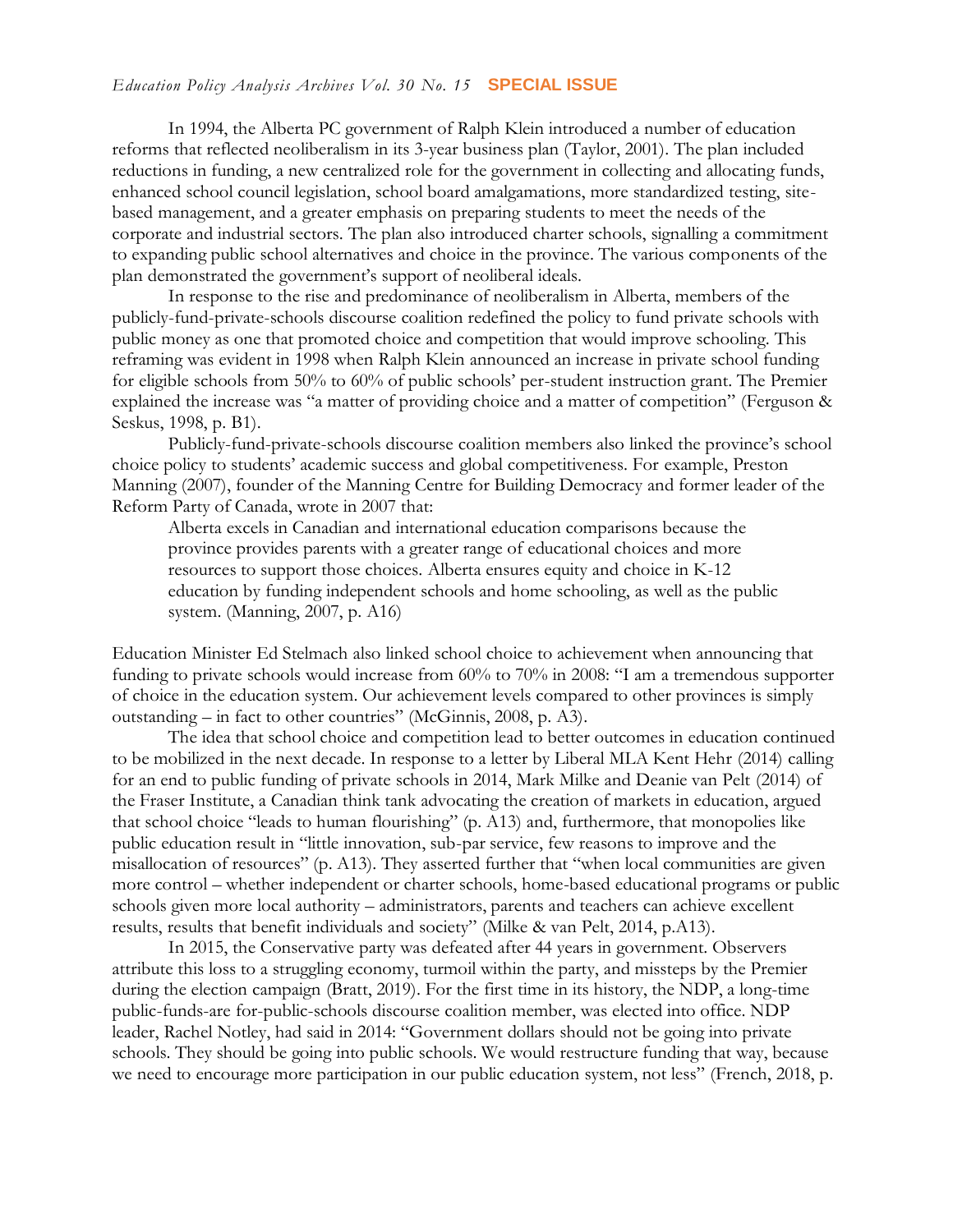In 1994, the Alberta PC government of Ralph Klein introduced a number of education reforms that reflected neoliberalism in its 3-year business plan (Taylor, 2001). The plan included reductions in funding, a new centralized role for the government in collecting and allocating funds, enhanced school council legislation, school board amalgamations, more standardized testing, site-based management, and a greater emphasis on preparing students to meet the needs of the corporate and industrial sectors. The plan also introduced charter schools, signalling a commitment to expanding public school alternatives and choice in the province. The various components of the plan demonstrated the government's support of neoliberal ideals.

In response to the rise and predominance of neoliberalism in Alberta, members of the publicly-fund-private-schools discourse coalition redefined the policy to fund private schools with public money as one that promoted choice and competition that would improve schooling. This reframing was evident in 1998 when Ralph Klein announced an increase in private school funding for eligible schools from 50% to 60% of public schools' per-student instruction grant. The Premier explained the increase was "a matter of providing choice and a matter of competition" (Ferguson & Seskus, 1998, p. B1).

Publicly-fund-private-schools discourse coalition members also linked the province's school choice policy to students' academic success and global competitiveness. For example, Preston Manning (2007), founder of the Manning Centre for Building Democracy and former leader of the Reform Party of Canada, wrote in 2007 that:

> Alberta excels in Canadian and international education comparisons because the province provides parents with a greater range of educational choices and more resources to support those choices. Alberta ensures equity and choice in K-12 education by funding independent schools and home schooling, as well as the public system. (Manning, 2007, p. A16)

Education Minister Ed Stelmach also linked school choice to achievement when announcing that funding to private schools would increase from 60% to 70% in 2008: "I am a tremendous supporter of choice in the education system. Our achievement levels compared to other provinces is simply outstanding – in fact to other countries" (McGinnis, 2008, p. A3).

The idea that school choice and competition lead to better outcomes in education continued to be mobilized in the next decade. In response to a letter by Liberal MLA Kent Hehr (2014) calling for an end to public funding of private schools in 2014, Mark Milke and Deanie van Pelt (2014) of the Fraser Institute, a Canadian think tank advocating the creation of markets in education, argued that school choice "leads to human flourishing" (p. A13) and, furthermore, that monopolies like public education result in "little innovation, sub-par service, few reasons to improve and the misallocation of resources" (p. A13). They asserted further that "when local communities are given more control – whether independent or charter schools, home-based educational programs or public schools given more local authority – administrators, parents and teachers can achieve excellent results, results that benefit individuals and society" (Milke & van Pelt, 2014, p.A13).

In 2015, the Conservative party was defeated after 44 years in government. Observers attribute this loss to a struggling economy, turmoil within the party, and missteps by the Premier during the election campaign (Bratt, 2019). For the first time in its history, the NDP, a long-time public-funds-are for-public-schools discourse coalition member, was elected into office. NDP leader, Rachel Notley, had said in 2014: "Government dollars should not be going into private schools. They should be going into public schools. We would restructure funding that way, because we need to encourage more participation in our public education system, not less" (French, 2018, p.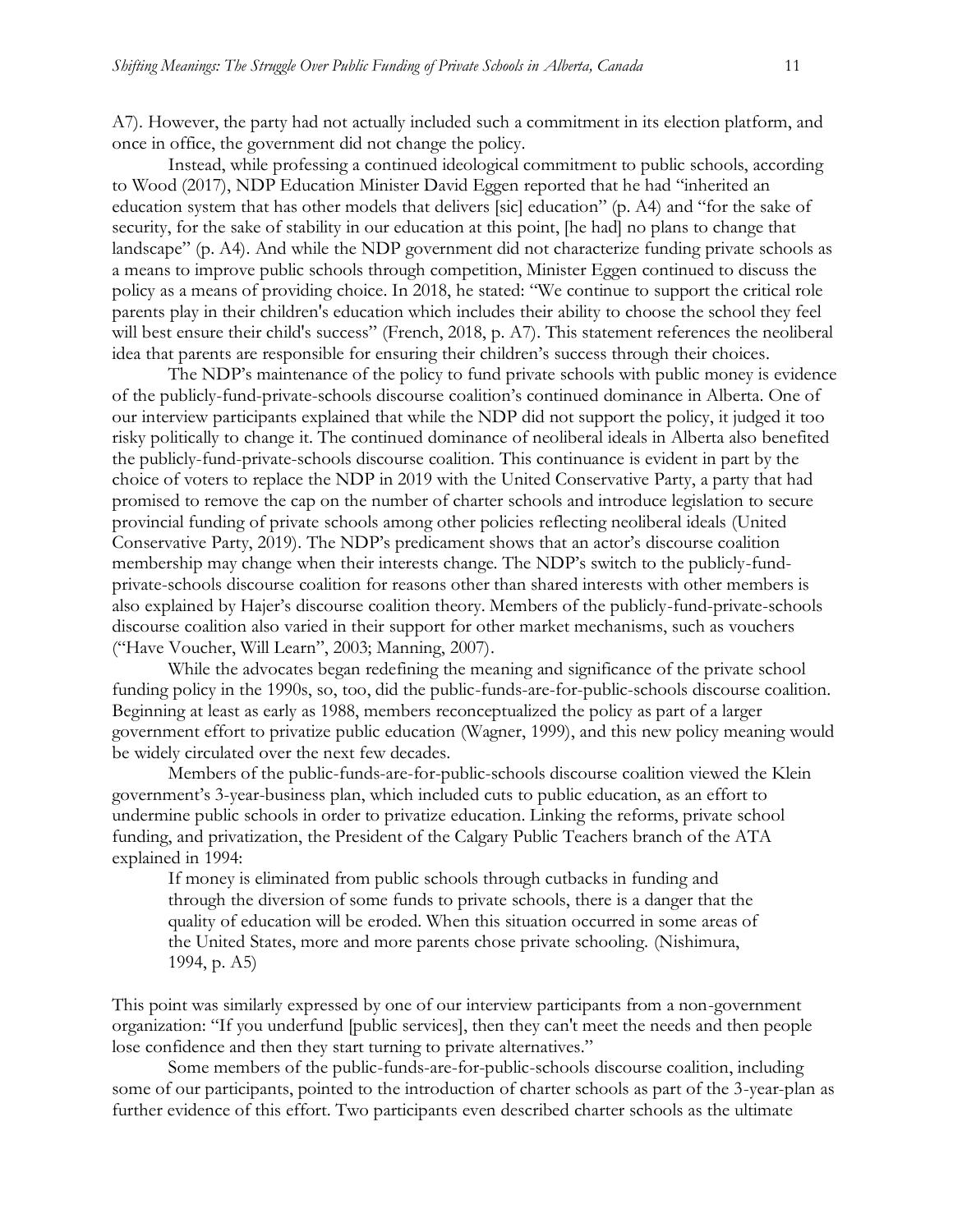A7). However, the party had not actually included such a commitment in its election platform, and once in office, the government did not change the policy.

Instead, while professing a continued ideological commitment to public schools, according to Wood (2017), NDP Education Minister David Eggen reported that he had "inherited an education system that has other models that delivers [sic] education" (p. A4) and "for the sake of security, for the sake of stability in our education at this point, [he had] no plans to change that landscape" (p. A4). And while the NDP government did not characterize funding private schools as a means to improve public schools through competition, Minister Eggen continued to discuss the policy as a means of providing choice. In 2018, he stated: "We continue to support the critical role parents play in their children's education which includes their ability to choose the school they feel will best ensure their child's success" (French, 2018, p. A7). This statement references the neoliberal idea that parents are responsible for ensuring their children's success through their choices.

The NDP's maintenance of the policy to fund private schools with public money is evidence of the publicly-fund-private-schools discourse coalition's continued dominance in Alberta. One of our interview participants explained that while the NDP did not support the policy, it judged it too risky politically to change it. The continued dominance of neoliberal ideals in Alberta also benefited the publicly-fund-private-schools discourse coalition. This continuance is evident in part by the choice of voters to replace the NDP in 2019 with the United Conservative Party, a party that had promised to remove the cap on the number of charter schools and introduce legislation to secure provincial funding of private schools among other policies reflecting neoliberal ideals (United Conservative Party, 2019). The NDP's predicament shows that an actor's discourse coalition membership may change when their interests change. The NDP's switch to the publicly-fund-private-schools discourse coalition for reasons other than shared interests with other members is also explained by Hajer's discourse coalition theory. Members of the publicly-fund-private-schools discourse coalition also varied in their support for other market mechanisms, such as vouchers ("Have Voucher, Will Learn", 2003; Manning, 2007).

While the advocates began redefining the meaning and significance of the private school funding policy in the 1990s, so, too, did the public-funds-are-for-public-schools discourse coalition. Beginning at least as early as 1988, members reconceptualized the policy as part of a larger government effort to privatize public education (Wagner, 1999), and this new policy meaning would be widely circulated over the next few decades.

Members of the public-funds-are-for-public-schools discourse coalition viewed the Klein government's 3-year-business plan, which included cuts to public education, as an effort to undermine public schools in order to privatize education. Linking the reforms, private school funding, and privatization, the President of the Calgary Public Teachers branch of the ATA explained in 1994:

> If money is eliminated from public schools through cutbacks in funding and through the diversion of some funds to private schools, there is a danger that the quality of education will be eroded. When this situation occurred in some areas of the United States, more and more parents chose private schooling. (Nishimura, 1994, p. A5)

This point was similarly expressed by one of our interview participants from a non-government organization: "If you underfund [public services], then they can't meet the needs and then people lose confidence and then they start turning to private alternatives."

Some members of the public-funds-are-for-public-schools discourse coalition, including some of our participants, pointed to the introduction of charter schools as part of the 3-year-plan as further evidence of this effort. Two participants even described charter schools as the ultimate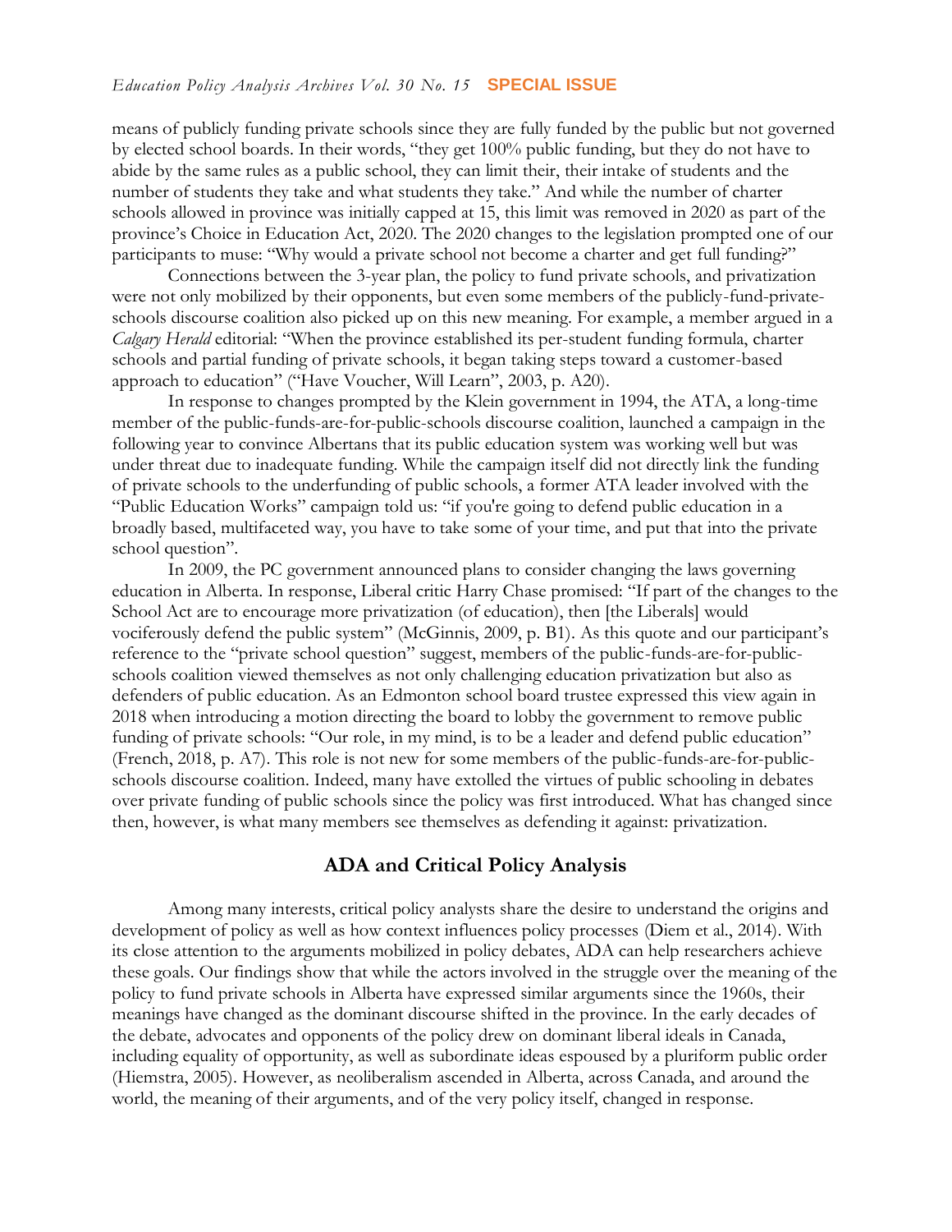means of publicly funding private schools since they are fully funded by the public but not governed by elected school boards. In their words, "they get 100% public funding, but they do not have to abide by the same rules as a public school, they can limit their, their intake of students and the number of students they take and what students they take." And while the number of charter schools allowed in province was initially capped at 15, this limit was removed in 2020 as part of the province's Choice in Education Act, 2020. The 2020 changes to the legislation prompted one of our participants to muse: "Why would a private school not become a charter and get full funding?"

Connections between the 3-year plan, the policy to fund private schools, and privatization were not only mobilized by their opponents, but even some members of the publicly-fund-private-schools discourse coalition also picked up on this new meaning. For example, a member argued in a *Calgary Herald* editorial: "When the province established its per-student funding formula, charter schools and partial funding of private schools, it began taking steps toward a customer-based approach to education" ("Have Voucher, Will Learn", 2003, p. A20).

In response to changes prompted by the Klein government in 1994, the ATA, a long-time member of the public-funds-are-for-public-schools discourse coalition, launched a campaign in the following year to convince Albertans that its public education system was working well but was under threat due to inadequate funding. While the campaign itself did not directly link the funding of private schools to the underfunding of public schools, a former ATA leader involved with the "Public Education Works" campaign told us: "if you're going to defend public education in a broadly based, multifaceted way, you have to take some of your time, and put that into the private school question".

In 2009, the PC government announced plans to consider changing the laws governing education in Alberta. In response, Liberal critic Harry Chase promised: "If part of the changes to the School Act are to encourage more privatization (of education), then [the Liberals] would vociferously defend the public system" (McGinnis, 2009, p. B1). As this quote and our participant's reference to the "private school question" suggest, members of the public-funds-are-for-public-schools coalition viewed themselves as not only challenging education privatization but also as defenders of public education. As an Edmonton school board trustee expressed this view again in 2018 when introducing a motion directing the board to lobby the government to remove public funding of private schools: "Our role, in my mind, is to be a leader and defend public education" (French, 2018, p. A7). This role is not new for some members of the public-funds-are-for-public-schools discourse coalition. Indeed, many have extolled the virtues of public schooling in debates over private funding of public schools since the policy was first introduced. What has changed since then, however, is what many members see themselves as defending it against: privatization.

## ADA and Critical Policy Analysis

Among many interests, critical policy analysts share the desire to understand the origins and development of policy as well as how context influences policy processes (Diem et al., 2014). With its close attention to the arguments mobilized in policy debates, ADA can help researchers achieve these goals. Our findings show that while the actors involved in the struggle over the meaning of the policy to fund private schools in Alberta have expressed similar arguments since the 1960s, their meanings have changed as the dominant discourse shifted in the province. In the early decades of the debate, advocates and opponents of the policy drew on dominant liberal ideals in Canada, including equality of opportunity, as well as subordinate ideas espoused by a pluriform public order (Hiemstra, 2005). However, as neoliberalism ascended in Alberta, across Canada, and around the world, the meaning of their arguments, and of the very policy itself, changed in response.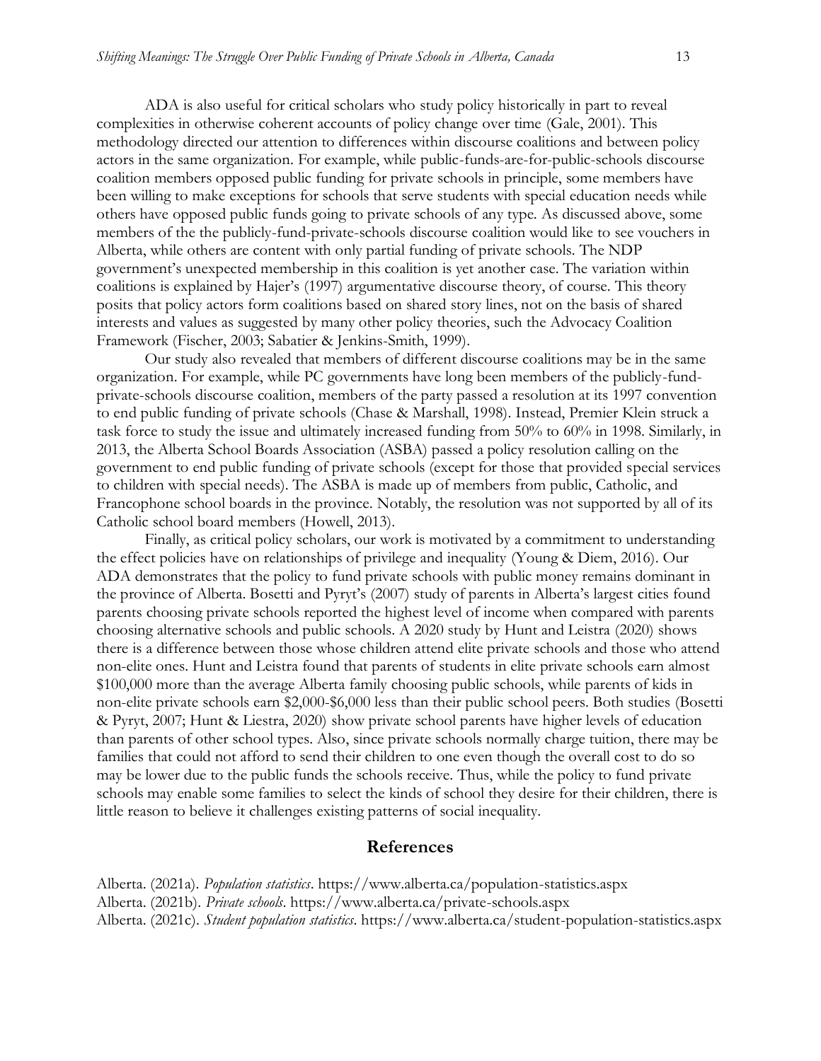ADA is also useful for critical scholars who study policy historically in part to reveal complexities in otherwise coherent accounts of policy change over time (Gale, 2001). This methodology directed our attention to differences within discourse coalitions and between policy actors in the same organization. For example, while public-funds-are-for-public-schools discourse coalition members opposed public funding for private schools in principle, some members have been willing to make exceptions for schools that serve students with special education needs while others have opposed public funds going to private schools of any type. As discussed above, some members of the the publicly-fund-private-schools discourse coalition would like to see vouchers in Alberta, while others are content with only partial funding of private schools. The NDP government's unexpected membership in this coalition is yet another case. The variation within coalitions is explained by Hajer's (1997) argumentative discourse theory, of course. This theory posits that policy actors form coalitions based on shared story lines, not on the basis of shared interests and values as suggested by many other policy theories, such the Advocacy Coalition Framework (Fischer, 2003; Sabatier & Jenkins-Smith, 1999).

Our study also revealed that members of different discourse coalitions may be in the same organization. For example, while PC governments have long been members of the publicly-fund-private-schools discourse coalition, members of the party passed a resolution at its 1997 convention to end public funding of private schools (Chase & Marshall, 1998). Instead, Premier Klein struck a task force to study the issue and ultimately increased funding from 50% to 60% in 1998. Similarly, in 2013, the Alberta School Boards Association (ASBA) passed a policy resolution calling on the government to end public funding of private schools (except for those that provided special services to children with special needs). The ASBA is made up of members from public, Catholic, and Francophone school boards in the province. Notably, the resolution was not supported by all of its Catholic school board members (Howell, 2013).

Finally, as critical policy scholars, our work is motivated by a commitment to understanding the effect policies have on relationships of privilege and inequality (Young & Diem, 2016). Our ADA demonstrates that the policy to fund private schools with public money remains dominant in the province of Alberta. Bosetti and Pyryt's (2007) study of parents in Alberta's largest cities found parents choosing private schools reported the highest level of income when compared with parents choosing alternative schools and public schools. A 2020 study by Hunt and Leistra (2020) shows there is a difference between those whose children attend elite private schools and those who attend non-elite ones. Hunt and Leistra found that parents of students in elite private schools earn almost $100,000 more than the average Alberta family choosing public schools, while parents of kids in non-elite private schools earn $2,000-$6,000 less than their public school peers. Both studies (Bosetti & Pyryt, 2007; Hunt & Liestra, 2020) show private school parents have higher levels of education than parents of other school types. Also, since private schools normally charge tuition, there may be families that could not afford to send their children to one even though the overall cost to do so may be lower due to the public funds the schools receive. Thus, while the policy to fund private schools may enable some families to select the kinds of school they desire for their children, there is little reason to believe it challenges existing patterns of social inequality.

## References

Alberta. (2021a). *Population statistics*. https://www.alberta.ca/population-statistics.aspx

Alberta. (2021b). *Private schools*. https://www.alberta.ca/private-schools.aspx

Alberta. (2021c). *Student population statistics*. https://www.alberta.ca/student-population-statistics.aspx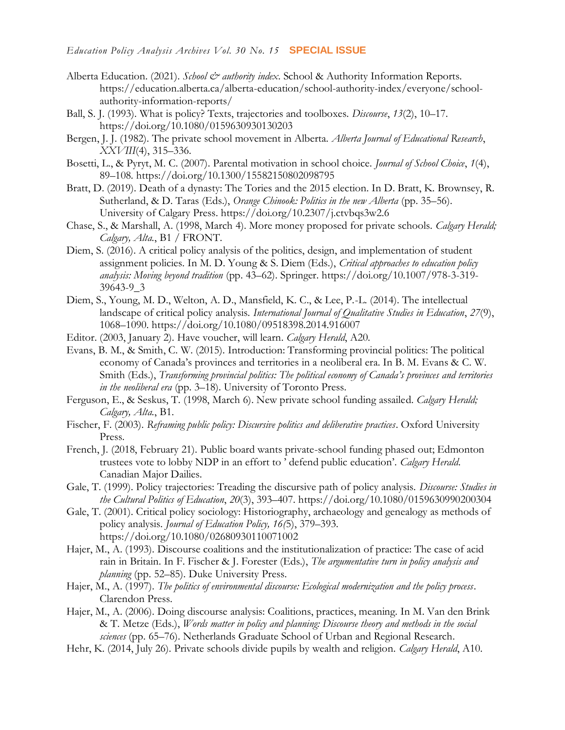Alberta Education. (2021). *School & authority index*. School & Authority Information Reports. https://education.alberta.ca/alberta-education/school-authority-index/everyone/school-authority-information-reports/

Ball, S. J. (1993). What is policy? Texts, trajectories and toolboxes. *Discourse*, *13*(2), 10–17. https://doi.org/10.1080/0159630930130203

Bergen, J. J. (1982). The private school movement in Alberta. *Alberta Journal of Educational Research*, *XXVIII*(4), 315–336.

Bosetti, L., & Pyryt, M. C. (2007). Parental motivation in school choice. *Journal of School Choice*, *1*(4), 89–108. https://doi.org/10.1300/15582150802098795

Bratt, D. (2019). Death of a dynasty: The Tories and the 2015 election. In D. Bratt, K. Brownsey, R. Sutherland, & D. Taras (Eds.), *Orange Chinook: Politics in the new Alberta* (pp. 35–56). University of Calgary Press. https://doi.org/10.2307/j.ctvbqs3w2.6

Chase, S., & Marshall, A. (1998, March 4). More money proposed for private schools. *Calgary Herald; Calgary, Alta.*, B1 / FRONT.

Diem, S. (2016). A critical policy analysis of the politics, design, and implementation of student assignment policies. In M. D. Young & S. Diem (Eds.), *Critical approaches to education policy analysis: Moving beyond tradition* (pp. 43–62). Springer. https://doi.org/10.1007/978-3-319-39643-9_3

Diem, S., Young, M. D., Welton, A. D., Mansfield, K. C., & Lee, P.-L. (2014). The intellectual landscape of critical policy analysis. *International Journal of Qualitative Studies in Education*, *27*(9), 1068–1090. https://doi.org/10.1080/09518398.2014.916007

Editor. (2003, January 2). Have voucher, will learn. *Calgary Herald*, A20.

Evans, B. M., & Smith, C. W. (2015). Introduction: Transforming provincial politics: The political economy of Canada's provinces and territories in a neoliberal era. In B. M. Evans & C. W. Smith (Eds.), *Transforming provincial politics: The political economy of Canada's provinces and territories in the neoliberal era* (pp. 3–18). University of Toronto Press.

Ferguson, E., & Seskus, T. (1998, March 6). New private school funding assailed. *Calgary Herald; Calgary, Alta.*, B1.

Fischer, F. (2003). *Reframing public policy: Discursive politics and deliberative practices*. Oxford University Press.

French, J. (2018, February 21). Public board wants private-school funding phased out; Edmonton trustees vote to lobby NDP in an effort to ' defend public education'. *Calgary Herald*. Canadian Major Dailies.

Gale, T. (1999). Policy trajectories: Treading the discursive path of policy analysis. *Discourse: Studies in the Cultural Politics of Education*, *20*(3), 393–407. https://doi.org/10.1080/0159630990200304

Gale, T. (2001). Critical policy sociology: Historiography, archaeology and genealogy as methods of policy analysis. *Journal of Education Policy, 16(*5), 379–393. https://doi.org/10.1080/02680930110071002

Hajer, M., A. (1993). Discourse coalitions and the institutionalization of practice: The case of acid rain in Britain. In F. Fischer & J. Forester (Eds.), *The argumentative turn in policy analysis and planning* (pp. 52–85). Duke University Press.

Hajer, M., A. (1997). *The politics of environmental discourse: Ecological modernization and the policy process*. Clarendon Press.

Hajer, M., A. (2006). Doing discourse analysis: Coalitions, practices, meaning. In M. Van den Brink & T. Metze (Eds.), *Words matter in policy and planning: Discourse theory and methods in the social sciences* (pp. 65–76). Netherlands Graduate School of Urban and Regional Research.

Hehr, K. (2014, July 26). Private schools divide pupils by wealth and religion. *Calgary Herald*, A10.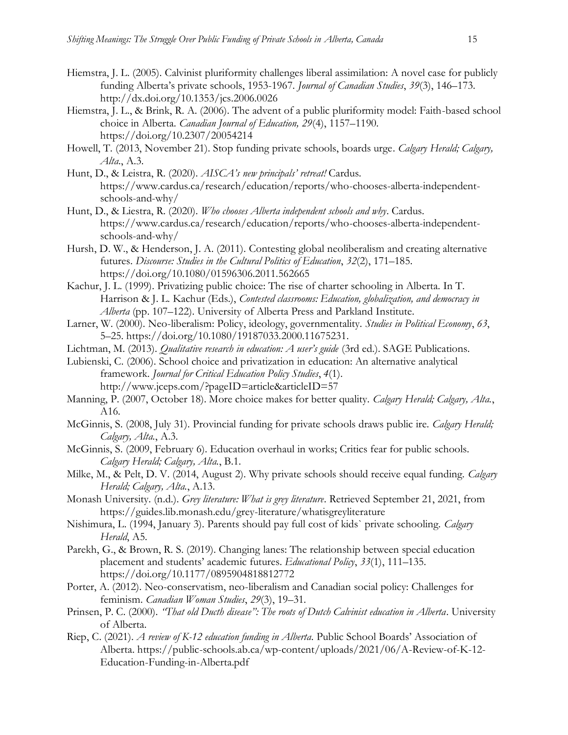Hiemstra, J. L. (2005). Calvinist pluriformity challenges liberal assimilation: A novel case for publicly funding Alberta's private schools, 1953-1967. *Journal of Canadian Studies*, *39*(3), 146–173. http://dx.doi.org/10.1353/jcs.2006.0026

Hiemstra, J. L., & Brink, R. A. (2006). The advent of a public pluriformity model: Faith-based school choice in Alberta. *Canadian Journal of Education, 29*(4), 1157–1190. https://doi.org/10.2307/20054214

Howell, T. (2013, November 21). Stop funding private schools, boards urge. *Calgary Herald; Calgary, Alta*., A.3.

Hunt, D., & Leistra, R. (2020). *AISCA's new principals' retreat!* Cardus. https://www.cardus.ca/research/education/reports/who-chooses-alberta-independent-schools-and-why/

Hunt, D., & Liestra, R. (2020). *Who chooses Alberta independent schools and why*. Cardus. https://www.cardus.ca/research/education/reports/who-chooses-alberta-independent-schools-and-why/

Hursh, D. W., & Henderson, J. A. (2011). Contesting global neoliberalism and creating alternative futures. *Discourse: Studies in the Cultural Politics of Education*, *32*(2), 171–185. https://doi.org/10.1080/01596306.2011.562665

Kachur, J. L. (1999). Privatizing public choice: The rise of charter schooling in Alberta. In T. Harrison & J. L. Kachur (Eds.), *Contested classrooms: Education, globalization, and democracy in Alberta* (pp. 107–122). University of Alberta Press and Parkland Institute.

Larner, W. (2000). Neo-liberalism: Policy, ideology, governmentality. *Studies in Political Economy*, *63*, 5–25. https://doi.org/10.1080/19187033.2000.11675231.

Lichtman, M. (2013). *Qualitative research in education: A user's guide* (3rd ed.). SAGE Publications.

Lubienski, C. (2006). School choice and privatization in education: An alternative analytical framework. *Journal for Critical Education Policy Studies*, *4*(1). http://www.jceps.com/?pageID=article&articleID=57

Manning, P. (2007, October 18). More choice makes for better quality. *Calgary Herald; Calgary, Alta.*, A16.

McGinnis, S. (2008, July 31). Provincial funding for private schools draws public ire. *Calgary Herald; Calgary, Alta.*, A.3.

McGinnis, S. (2009, February 6). Education overhaul in works; Critics fear for public schools. *Calgary Herald; Calgary, Alta.*, B.1.

Milke, M., & Pelt, D. V. (2014, August 2). Why private schools should receive equal funding. *Calgary Herald; Calgary, Alta.*, A.13.

Monash University. (n.d.). *Grey literature: What is grey literature*. Retrieved September 21, 2021, from https://guides.lib.monash.edu/grey-literature/whatisgreyliterature

Nishimura, L. (1994, January 3). Parents should pay full cost of kids` private schooling. *Calgary Herald*, A5.

Parekh, G., & Brown, R. S. (2019). Changing lanes: The relationship between special education placement and students' academic futures. *Educational Policy*, *33*(1), 111–135. https://doi.org/10.1177/0895904818812772

Porter, A. (2012). Neo-conservatism, neo-liberalism and Canadian social policy: Challenges for feminism. *Canadian Woman Studies*, *29*(3), 19–31.

Prinsen, P. C. (2000). *"That old Ducth disease": The roots of Dutch Calvinist education in Alberta*. University of Alberta.

Riep, C. (2021). *A review of K-12 education funding in Alberta*. Public School Boards' Association of Alberta. https://public-schools.ab.ca/wp-content/uploads/2021/06/A-Review-of-K-12-Education-Funding-in-Alberta.pdf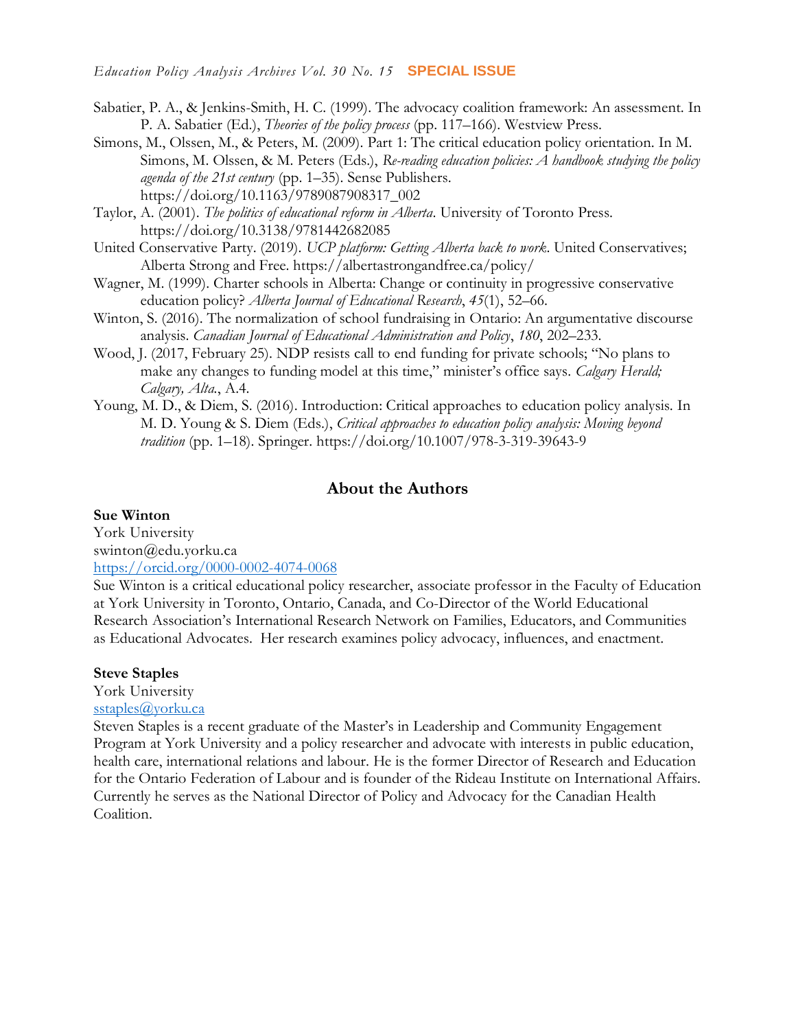Sabatier, P. A., & Jenkins-Smith, H. C. (1999). The advocacy coalition framework: An assessment. In P. A. Sabatier (Ed.), *Theories of the policy process* (pp. 117–166). Westview Press.

Simons, M., Olssen, M., & Peters, M. (2009). Part 1: The critical education policy orientation. In M. Simons, M. Olssen, & M. Peters (Eds.), *Re-reading education policies: A handbook studying the policy agenda of the 21st century* (pp. 1–35). Sense Publishers. https://doi.org/10.1163/9789087908317_002

Taylor, A. (2001). *The politics of educational reform in Alberta*. University of Toronto Press. https://doi.org/10.3138/9781442682085

United Conservative Party. (2019). *UCP platform: Getting Alberta back to work*. United Conservatives; Alberta Strong and Free. https://albertastrongandfree.ca/policy/

Wagner, M. (1999). Charter schools in Alberta: Change or continuity in progressive conservative education policy? *Alberta Journal of Educational Research*, *45*(1), 52–66.

Winton, S. (2016). The normalization of school fundraising in Ontario: An argumentative discourse analysis. *Canadian Journal of Educational Administration and Policy*, *180*, 202–233.

Wood, J. (2017, February 25). NDP resists call to end funding for private schools; "No plans to make any changes to funding model at this time," minister's office says. *Calgary Herald; Calgary, Alta.*, A.4.

Young, M. D., & Diem, S. (2016). Introduction: Critical approaches to education policy analysis. In M. D. Young & S. Diem (Eds.), *Critical approaches to education policy analysis: Moving beyond tradition* (pp. 1–18). Springer. https://doi.org/10.1007/978-3-319-39643-9

## About the Authors

**Sue Winton**
York University
swinton@edu.yorku.ca
https://orcid.org/0000-0002-4074-0068

Sue Winton is a critical educational policy researcher, associate professor in the Faculty of Education at York University in Toronto, Ontario, Canada, and Co-Director of the World Educational Research Association's International Research Network on Families, Educators, and Communities as Educational Advocates. Her research examines policy advocacy, influences, and enactment.

**Steve Staples**
York University
sstaples@yorku.ca

Steven Staples is a recent graduate of the Master's in Leadership and Community Engagement Program at York University and a policy researcher and advocate with interests in public education, health care, international relations and labour. He is the former Director of Research and Education for the Ontario Federation of Labour and is founder of the Rideau Institute on International Affairs. Currently he serves as the National Director of Policy and Advocacy for the Canadian Health Coalition.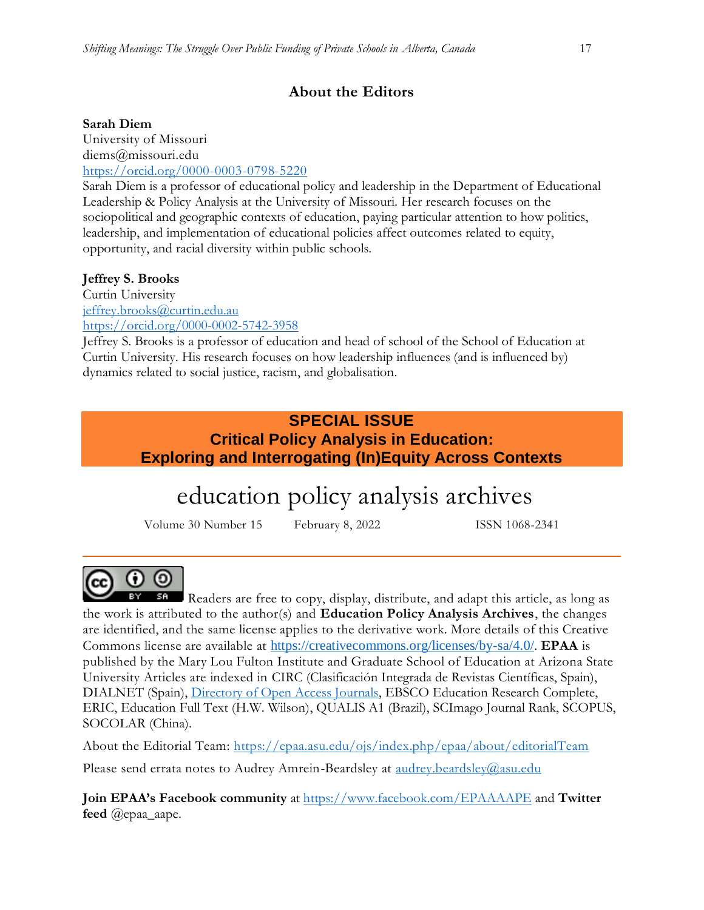## About the Editors

**Sarah Diem**
University of Missouri
diems@missouri.edu
https://orcid.org/0000-0003-0798-5220
Sarah Diem is a professor of educational policy and leadership in the Department of Educational Leadership & Policy Analysis at the University of Missouri. Her research focuses on the sociopolitical and geographic contexts of education, paying particular attention to how politics, leadership, and implementation of educational policies affect outcomes related to equity, opportunity, and racial diversity within public schools.

**Jeffrey S. Brooks**
Curtin University
jeffrey.brooks@curtin.edu.au
https://orcid.org/0000-0002-5742-3958
Jeffrey S. Brooks is a professor of education and head of school of the School of Education at Curtin University. His research focuses on how leadership influences (and is influenced by) dynamics related to social justice, racism, and globalisation.

**SPECIAL ISSUE**
**Critical Policy Analysis in Education:**
**Exploring and Interrogating (In)Equity Across Contexts**

# education policy analysis archives

Volume 30 Number 15 February 8, 2022 ISSN 1068-2341

Readers are free to copy, display, distribute, and adapt this article, as long as the work is attributed to the author(s) and **Education Policy Analysis Archives**, the changes are identified, and the same license applies to the derivative work. More details of this Creative Commons license are available at https://creativecommons.org/licenses/by-sa/4.0/. **EPAA** is published by the Mary Lou Fulton Institute and Graduate School of Education at Arizona State University Articles are indexed in CIRC (Clasificación Integrada de Revistas Científicas, Spain), DIALNET (Spain), Directory of Open Access Journals, EBSCO Education Research Complete, ERIC, Education Full Text (H.W. Wilson), QUALIS A1 (Brazil), SCImago Journal Rank, SCOPUS, SOCOLAR (China).

About the Editorial Team: https://epaa.asu.edu/ojs/index.php/epaa/about/editorialTeam

Please send errata notes to Audrey Amrein-Beardsley at audrey.beardsley@asu.edu

**Join EPAA's Facebook community** at https://www.facebook.com/EPAAAAPE and **Twitter feed** @epaa_aape.